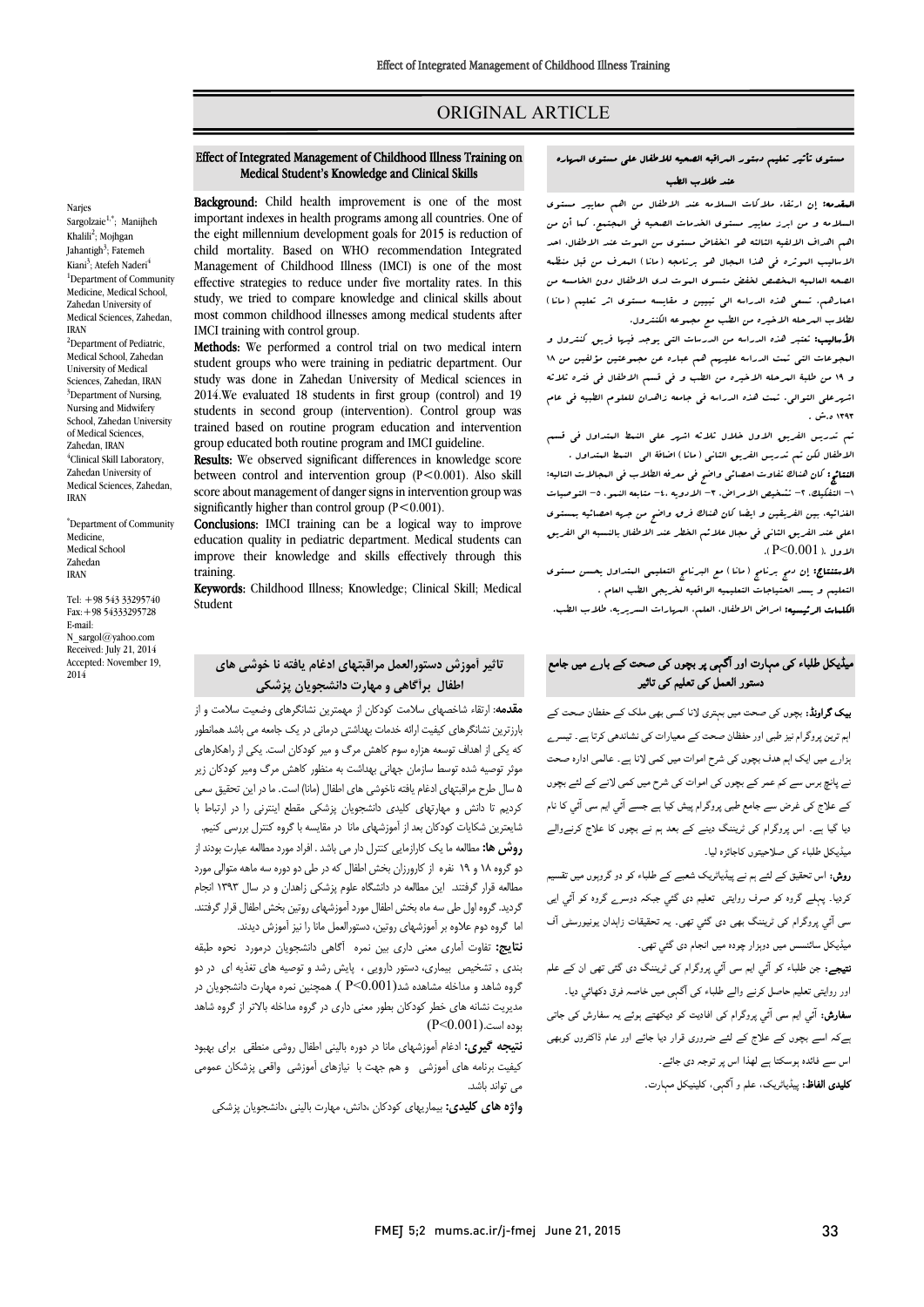ORIGINAL ARTICLE

# Effect of Integrated Management of Childhood Illness Training on Medical Student's Knowledge and Clinical Skills

Narjes Sargolzaie[1,*]; Manijheh Khalili[2]; Mojhgan Jahantigh[3]; Fatemeh Kiani[3]; Atefeh Naderi[4]

[1]Department of Community Medicine, Medical School, Zahedan University of Medical Sciences, Zahedan, IRAN

[2]Department of Pediatric, Medical School, Zahedan University of Medical Sciences, Zahedan, IRAN

[3]Department of Nursing, Nursing and Midwifery School, Zahedan University of Medical Sciences, Zahedan, IRAN

[4]Clinical Skill Laboratory, Zahedan University of Medical Sciences, Zahedan, IRAN

*Department of Community Medicine, Medical School Zahedan IRAN

Tel: +98 543 33295740
Fax:+98 54333295728
E-mail: N_sargol@yahoo.com
Received: July 21, 2014
Accepted: November 19, 2014

**Background:** Child health improvement is one of the most important indexes in health programs among all countries. One of the eight millennium development goals for 2015 is reduction of child mortality. Based on WHO recommendation Integrated Management of Childhood Illness (IMCI) is one of the most effective strategies to reduce under five mortality rates. In this study, we tried to compare knowledge and clinical skills about most common childhood illnesses among medical students after IMCI training with control group.

**Methods:** We performed a control trial on two medical intern student groups who were training in pediatric department. Our study was done in Zahedan University of Medical sciences in 2014.We evaluated 18 students in first group (control) and 19 students in second group (intervention). Control group was trained based on routine program education and intervention group educated both routine program and IMCI guideline.

**Results:** We observed significant differences in knowledge score between control and intervention group ($P<0.001$). Also skill score about management of danger signs in intervention group was significantly higher than control group ($P<0.001$).

**Conclusions:** IMCI training can be a logical way to improve education quality in pediatric department. Medical students can improve their knowledge and skills effectively through this training.

**Keywords:** Childhood Illness; Knowledge; Clinical Skill; Medical Student

## مستوى تأثير تعليم دستور المراقبه الصحيه للاطفال على مستوى المهاره عند طلاب الطب

**المقدمة:** إن ارتقاء ملاكات السلامه عند الاطفال من اهم معايير مستوى السلامه و من ابرز معايير مستوى الخدمات الصحيه في المجتمع. كما أن من اهم الاهداف الالفيه الثالثه هو انخفاض مستوى سن الموت عند الاطفال. احد الاساليب المؤثره في هذا المجال هو برنامجه (مانا) المعرف من قبل منظمه الصحه العالميه المخصص لخفض مستوى الموت لدى الاطفال دون الخامسه من اعمارهم. تسعى هذه الدراسه الى تبيين و مقايسه مستوى اثر تعليم (مانا) لطلاب المرحله الاخيره من الطب مع مجموعه الكنترول.

**الأساليب:** تعتبر هذه الدراسه من الدراسات التي يوجد فيها فريق كنترول و المجموعات التي تمت الدراسه عليهم هم عباره عن مجموعتين مؤلفتين من ۱۸ و ۱۹ من طلبة المرحله الاخيره من الطب و في قسم الاطفال في فتره ثلاثه اشهرعلى التوالي. تمت هذه الدراسه في جامعه زاهدان للعلوم الطبيه في عام ۱۳۹۳ ه.ش .

تم تدريس الفريق الاول خلال ثلاثه اشهر على النمط المتداول في قسم الاطفال لكن تم تدريس الفريق الثاني (مانا) اضافة الى النمط المتداول .

**النتائج:** كان هنالك تفاوت احصائي واضح في معرفه الطلاب في المجالات التاليه: ۱- التفكيك، ۲- تشخيص الامراض، ۳- الادويه ،٤- متابعه النمو، ٥- التوصيات الغذائيه، بين الفريقين و ايضا كان هنالك فرق واضح من جهه احصائيه بمستوى اعلى عند الفريق الثاني في مجال علائم الخطر عند الاطفال بالنسبه الى الفريق الاول ($P<0.001$).

**الاستنتاج:** إن دمج برنامج (مانا) مع البرنامج التعليمي المتداول يحسن مستوى التعليم و يسد الاحتياجات التعليميه الواقعيه لخريجي الطب العام .

**الكلمات الرئيسيه:** امراض الاطفال، العلم، المهارات السريريه، طلاب الطب.

## تاثیر آموزش دستورالعمل مراقبتهای ادغام یافته نا خوشی های اطفال برآگاهی و مهارت دانشجویان پزشکی

**مقدمه:** ارتقاء شاخصهای سلامت کودکان از مهمترین نشانگرهای وضعیت سلامت و از بارزترین نشانگرهای کیفیت ارائه خدمات بهداشتی درمانی در یک جامعه می باشد همانطور که یکی از اهداف توسعه هزاره سوم کاهش مرگ و میر کودکان است. یکی از راهکارهای موثر توصیه شده توسط سازمان جهانی بهداشت به منظور کاهش مرگ ومیر کودکان زیر ۵ سال طرح مراقبتهای ادغام یافته ناخوشی های اطفال (مانا) است. ما در این تحقیق سعی کردیم تا دانش و مهارتهای کلیدی دانشجویان پزشکی مقطع اینترنی را در ارتباط با شایعترین شکایات کودکان بعد از آموزشهای مانا در مقایسه با گروه کنترل بررسی کنیم.

**روش ها:** مطالعه ما یک کارازمایی کنترل دار می باشد . افراد مورد مطالعه عبارت بودند از دو گروه ۱۸ و ۱۹ نفره از کارورزان بخش اطفال که در طی دو دوره سه ماهه متوالی مورد مطالعه قرار گرفتند. این مطالعه در دانشگاه علوم پزشکی زاهدان و در سال ۱۳۹۳ انجام گردید. گروه اول طی سه ماه بخش اطفال مورد آموزشهای روتین بخش اطفال قرار گرفتند. اما گروه دوم علاوه بر آموزشهای روتین، دستورالعمل مانا را نیز آموزش دیدند.

**نتایج:** تفاوت آماری معنی داری بین نمره آگاهی دانشجویان درمورد نحوه طبقه بندی ، تشخیص بیماری، دستور دارویی ، پایش رشد و توصیه های تغذیه ای در دو گروه شاهد و مداخله مشاهده شد($P<0.001$). همچنین نمره مهارت دانشجویان در مدیریت نشانه های خطر کودکان بطور معنی داری در گروه مداخله بالاتر از گروه شاهد بوده است.($P<0.001$)

**نتیجه گیری:** ادغام آموزشهای مانا در دوره بالینی اطفال روشی منطقی برای بهبود کیفیت برنامه های آموزشی و هم جهت با نیازهای آموزشی واقعی پزشکان عمومی می تواند باشد.

**واژه های کلیدی:** بیماریهای کودکان ،دانش، مهارت بالینی ،دانشجویان پزشکی

## میڈیکل طلباء کی مہارت اور آگہی پر بچوں کی صحت کے بارے میں جامع دستور العمل کی تعلیم کی تاثیر

**بیک گراونڈ:** بچوں کی صحت میں بہتری لانا کسی بھی ملک کے حفظان صحت کے اہم ترین پروگرام نیز طبی اور حفظان صحت کے معیارات کی نشاندھی کرتا ہے۔ تیسرے ہزارے میں ایک اہم ہدف بچوں کی شرح اموات میں کمی لانا ہے۔ عالمی ادارہ صحت نے پانچ برس سے کم عمر کے بچوں کی اموات کی شرح میں کمی لانے کے لئے بچوں کے علاج کی غرض سے جامع طبی پروگرام پیش کیا ہے جسے آئي ایم سی آئي کا نام دیا گيا ہے۔ اس پروگرام کی ٹریننگ دینے کے بعد ہم نے بچوں کا علاج کرنےوالے میڈیکل طلباء کی صلاحیتوں کاجائزہ لیا۔

**روش:** اس تحقیق کے لئے ہم نے پیڈیاٹریک شعبے کے طلباء کو دو گروہوں میں تقسیم کردیا۔ پہلے گروہ کو صرف روایتی تعلیم دی گئي جبکہ دوسرے گروہ کو آئي ایم سی آئي پروگرام کی ٹریننگ بھی دی گئي تھی۔ یہ تحقیقات زاہدان یونیورسٹی آف میڈیکل سائنسس میں دوہزار چودہ میں انجام دی گئي تھی۔

**نتیجے:** جن طلباء کو آئي ایم سی آئي پروگرام کی ٹریننگ دی گئي تھی ان کے علم اور روایتی تعلیم حاصل کرنے والے طلباء کی آگہی میں خاصہ فرق دکھائي دیا۔

**سفارش:** آئي ایم سی آئي پروگرام کی افادیت کو دیکھتے ہوئے یہ سفارش کی جاتی ہےکہ اسے بچوں کے علاج کے لئے ضروری قرار دیا جائے اور عام ڈاکٹروں کوبھی اس سے فائدہ ہوسکتا ہے لھذا اس پر توجہ دی جائے۔

**کلیدی الفاظ:** پیڈیاٹریک، علم و آگہی، کلینیکل مہارت۔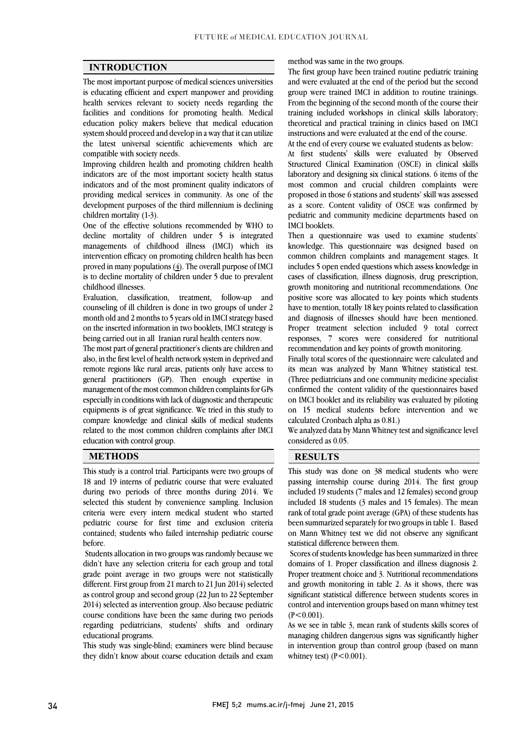## INTRODUCTION

The most important purpose of medical sciences universities is educating efficient and expert manpower and providing health services relevant to society needs regarding the facilities and conditions for promoting health. Medical education policy makers believe that medical education system should proceed and develop in a way that it can utilize the latest universal scientific achievements which are compatible with society needs.

Improving children health and promoting children health indicators are of the most important society health status indicators and of the most prominent quality indicators of providing medical services in community. As one of the development purposes of the third millennium is declining children mortality (1-3).

One of the effective solutions recommended by WHO to decline mortality of children under 5 is integrated managements of childhood illness (IMCI) which its intervention efficacy on promoting children health has been proved in many populations (4). The overall purpose of IMCI is to decline mortality of children under 5 due to prevalent childhood illnesses.

Evaluation, classification, treatment, follow-up and counseling of ill children is done in two groups of under 2 month old and 2 months to 5 years old in IMCI strategy based on the inserted information in two booklets, IMCI strategy is being carried out in all Iranian rural health centers now.

The most part of general practitioner's clients are children and also, in the first level of health network system in deprived and remote regions like rural areas, patients only have access to general practitioners (GP). Then enough expertise in management of the most common children complaints for GPs especially in conditions with lack of diagnostic and therapeutic equipments is of great significance. We tried in this study to compare knowledge and clinical skills of medical students related to the most common children complaints after IMCI education with control group.

## METHODS

This study is a control trial. Participants were two groups of 18 and 19 interns of pediatric course that were evaluated during two periods of three months during 2014. We selected this student by convenience sampling. Inclusion criteria were every intern medical student who started pediatric course for first time and exclusion criteria contained; students who failed internship pediatric course before.

Students allocation in two groups was randomly because we didn't have any selection criteria for each group and total grade point average in two groups were not statistically different. First group from 21 march to 21 Jun 2014) selected as control group and second group (22 Jun to 22 September 2014) selected as intervention group. Also because pediatric course conditions have been the same during two periods regarding pediatricians, students' shifts and ordinary educational programs.

This study was single-blind; examiners were blind because they didn't know about coarse education details and exam method was same in the two groups.

The first group have been trained routine pediatric training and were evaluated at the end of the period but the second group were trained IMCI in addition to routine trainings. From the beginning of the second month of the course their training included workshops in clinical skills laboratory; theoretical and practical training in clinics based on IMCI instructions and were evaluated at the end of the course.

At the end of every course we evaluated students as below:

At first students' skills were evaluated by Observed Structured Clinical Examination (OSCE) in clinical skills laboratory and designing six clinical stations. 6 items of the most common and crucial children complaints were proposed in those 6 stations and students' skill was assessed as a score. Content validity of OSCE was confirmed by pediatric and community medicine departments based on IMCI booklets.

Then a questionnaire was used to examine students' knowledge. This questionnaire was designed based on common children complaints and management stages. It includes 5 open ended questions which assess knowledge in cases of classification, illness diagnosis, drug prescription, growth monitoring and nutritional recommendations. One positive score was allocated to key points which students have to mention, totally 18 key points related to classification and diagnosis of illnesses should have been mentioned. Proper treatment selection included 9 total correct responses, 7 scores were considered for nutritional recommendation and key points of growth monitoring.

Finally total scores of the questionnaire were calculated and its mean was analyzed by Mann Whitney statistical test. (Three pediatricians and one community medicine specialist confirmed the content validity of the questionnaires based on IMCI booklet and its reliability was evaluated by piloting on 15 medical students before intervention and we calculated Cronbach alpha as 0.81.)

We analyzed data by Mann Whitney test and significance level considered as 0.05.

## RESULTS

This study was done on 38 medical students who were passing internship course during 2014. The first group included 19 students (7 males and 12 females) second group included 18 students (3 males and 15 females). The mean rank of total grade point average (GPA) of these students has been summarized separately for two groups in table 1. Based on Mann Whitney test we did not observe any significant statistical difference between them.

Scores of students knowledge has been summarized in three domains of 1. Proper classification and illness diagnosis 2. Proper treatment choice and 3. Nutritional recommendations and growth monitoring in table 2. As it shows, there was significant statistical difference between students scores in control and intervention groups based on mann whitney test ($P<0.001$).

As we see in table 3, mean rank of students skills scores of managing children dangerous signs was significantly higher in intervention group than control group (based on mann whitney test) ($P<0.001$).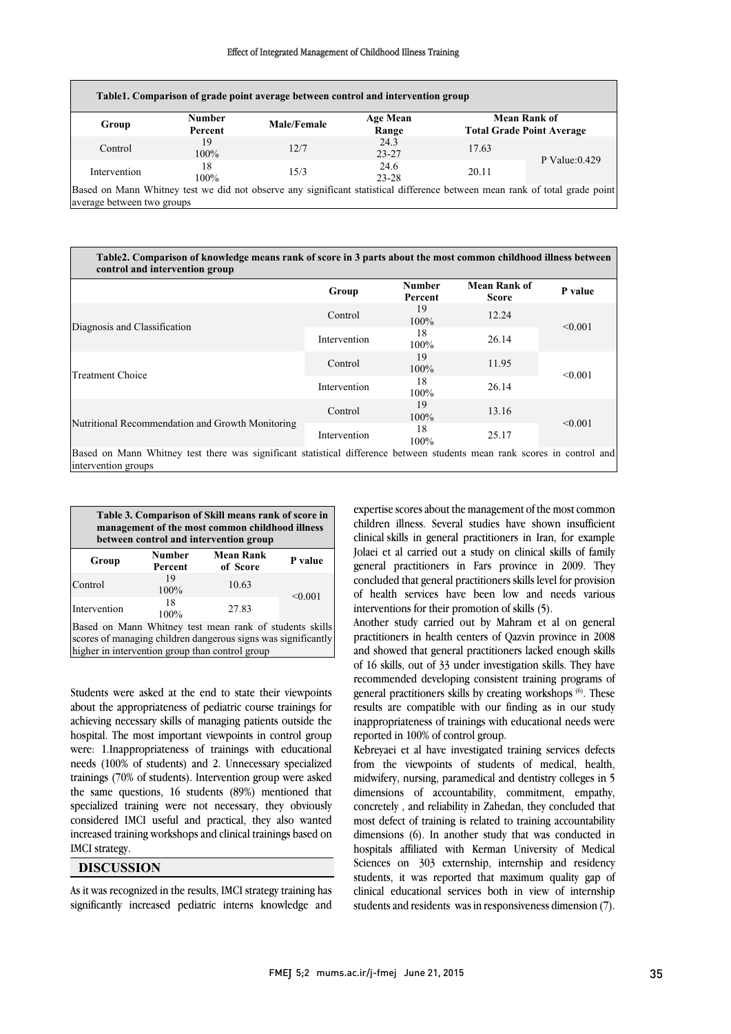**Table1. Comparison of grade point average between control and intervention group**

| Group | Number Percent | Male/Female | Age Mean Range | Mean Rank of Total Grade Point Average | |
|---|---|---|---|---|---|
| Control | 19 100% | 12/7 | 24.3 23-27 | 17.63 | P Value:0.429 |
| Intervention | 18 100% | 15/3 | 24.6 23-28 | 20.11 | |

Based on Mann Whitney test we did not observe any significant statistical difference between mean rank of total grade point average between two groups

**Table2. Comparison of knowledge means rank of score in 3 parts about the most common childhood illness between control and intervention group**

| | Group | Number Percent | Mean Rank of Score | P value |
|---|---|---|---|---|
| Diagnosis and Classification | Control | 19 100% | 12.24 | <0.001 |
| | Intervention | 18 100% | 26.14 | |
| Treatment Choice | Control | 19 100% | 11.95 | <0.001 |
| | Intervention | 18 100% | 26.14 | |
| Nutritional Recommendation and Growth Monitoring | Control | 19 100% | 13.16 | <0.001 |
| | Intervention | 18 100% | 25.17 | |

Based on Mann Whitney test there was significant statistical difference between students mean rank scores in control and intervention groups

**Table 3. Comparison of Skill means rank of score in management of the most common childhood illness between control and intervention group**

| Group | Number Percent | Mean Rank of Score | P value |
|---|---|---|---|
| Control | 19 100% | 10.63 | <0.001 |
| Intervention | 18 100% | 27.83 | |

Based on Mann Whitney test mean rank of students skills scores of managing children dangerous signs was significantly higher in intervention group than control group

Students were asked at the end to state their viewpoints about the appropriateness of pediatric course trainings for achieving necessary skills of managing patients outside the hospital. The most important viewpoints in control group were: 1.Inappropriateness of trainings with educational needs (100% of students) and 2. Unnecessary specialized trainings (70% of students). Intervention group were asked the same questions, 16 students (89%) mentioned that specialized training were not necessary, they obviously considered IMCI useful and practical, they also wanted increased training workshops and clinical trainings based on IMCI strategy.

## DISCUSSION

As it was recognized in the results, IMCI strategy training has significantly increased pediatric interns knowledge and expertise scores about the management of the most common children illness. Several studies have shown insufficient clinical skills in general practitioners in Iran, for example Jolaei et al carried out a study on clinical skills of family general practitioners in Fars province in 2009. They concluded that general practitioners skills level for provision of health services have been low and needs various interventions for their promotion of skills (5).

Another study carried out by Mahram et al on general practitioners in health centers of Qazvin province in 2008 and showed that general practitioners lacked enough skills of 16 skills, out of 33 under investigation skills. They have recommended developing consistent training programs of general practitioners skills by creating workshops [6]. These results are compatible with our finding as in our study inappropriateness of trainings with educational needs were reported in 100% of control group.

Kebreyaei et al have investigated training services defects from the viewpoints of students of medical, health, midwifery, nursing, paramedical and dentistry colleges in 5 dimensions of accountability, commitment, empathy, concretely , and reliability in Zahedan, they concluded that most defect of training is related to training accountability dimensions (6). In another study that was conducted in hospitals affiliated with Kerman University of Medical Sciences on 303 externship, internship and residency students, it was reported that maximum quality gap of clinical educational services both in view of internship students and residents was in responsiveness dimension (7).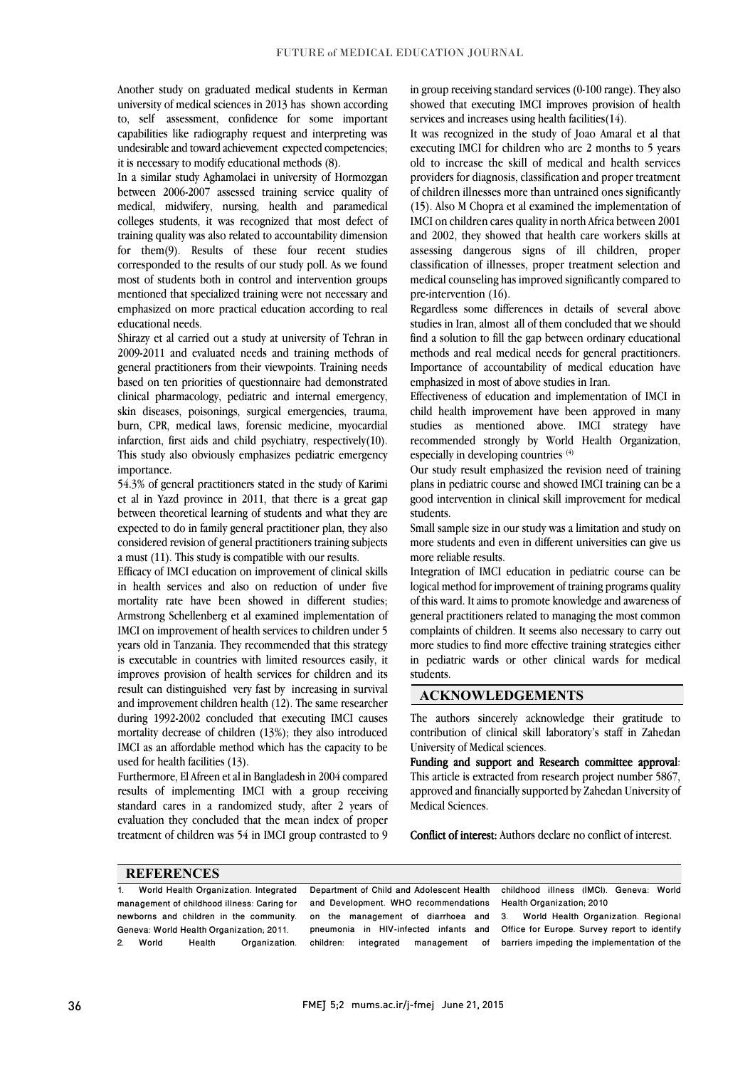Another study on graduated medical students in Kerman university of medical sciences in 2013 has shown according to, self assessment, confidence for some important capabilities like radiography request and interpreting was undesirable and toward achievement expected competencies; it is necessary to modify educational methods (8).

In a similar study Aghamolaei in university of Hormozgan between 2006-2007 assessed training service quality of medical, midwifery, nursing, health and paramedical colleges students, it was recognized that most defect of training quality was also related to accountability dimension for them(9). Results of these four recent studies corresponded to the results of our study poll. As we found most of students both in control and intervention groups mentioned that specialized training were not necessary and emphasized on more practical education according to real educational needs.

Shirazy et al carried out a study at university of Tehran in 2009-2011 and evaluated needs and training methods of general practitioners from their viewpoints. Training needs based on ten priorities of questionnaire had demonstrated clinical pharmacology, pediatric and internal emergency, skin diseases, poisonings, surgical emergencies, trauma, burn, CPR, medical laws, forensic medicine, myocardial infarction, first aids and child psychiatry, respectively(10). This study also obviously emphasizes pediatric emergency importance.

54.3% of general practitioners stated in the study of Karimi et al in Yazd province in 2011, that there is a great gap between theoretical learning of students and what they are expected to do in family general practitioner plan, they also considered revision of general practitioners training subjects a must (11). This study is compatible with our results.

Efficacy of IMCI education on improvement of clinical skills in health services and also on reduction of under five mortality rate have been showed in different studies; Armstrong Schellenberg et al examined implementation of IMCI on improvement of health services to children under 5 years old in Tanzania. They recommended that this strategy is executable in countries with limited resources easily, it improves provision of health services for children and its result can distinguished very fast by increasing in survival and improvement children health (12). The same researcher during 1992-2002 concluded that executing IMCI causes mortality decrease of children (13%); they also introduced IMCI as an affordable method which has the capacity to be used for health facilities (13).

Furthermore, El Afreen et al in Bangladesh in 2004 compared results of implementing IMCI with a group receiving standard cares in a randomized study, after 2 years of evaluation they concluded that the mean index of proper treatment of children was 54 in IMCI group contrasted to 9 in group receiving standard services (0-100 range). They also showed that executing IMCI improves provision of health services and increases using health facilities(14).

It was recognized in the study of Joao Amaral et al that executing IMCI for children who are 2 months to 5 years old to increase the skill of medical and health services providers for diagnosis, classification and proper treatment of children illnesses more than untrained ones significantly (15). Also M Chopra et al examined the implementation of IMCI on children cares quality in north Africa between 2001 and 2002, they showed that health care workers skills at assessing dangerous signs of ill children, proper classification of illnesses, proper treatment selection and medical counseling has improved significantly compared to pre-intervention (16).

Regardless some differences in details of several above studies in Iran, almost all of them concluded that we should find a solution to fill the gap between ordinary educational methods and real medical needs for general practitioners. Importance of accountability of medical education have emphasized in most of above studies in Iran.

Effectiveness of education and implementation of IMCI in child health improvement have been approved in many studies as mentioned above. IMCI strategy have recommended strongly by World Health Organization, especially in developing countries [4]

Our study result emphasized the revision need of training plans in pediatric course and showed IMCI training can be a good intervention in clinical skill improvement for medical students.

Small sample size in our study was a limitation and study on more students and even in different universities can give us more reliable results.

Integration of IMCI education in pediatric course can be logical method for improvement of training programs quality of this ward. It aims to promote knowledge and awareness of general practitioners related to managing the most common complaints of children. It seems also necessary to carry out more studies to find more effective training strategies either in pediatric wards or other clinical wards for medical students.

## ACKNOWLEDGEMENTS

The authors sincerely acknowledge their gratitude to contribution of clinical skill laboratory's staff in Zahedan University of Medical sciences.

**Funding and support and Research committee approval:** This article is extracted from research project number 5867, approved and financially supported by Zahedan University of Medical Sciences.

**Conflict of interest:** Authors declare no conflict of interest.

## REFERENCES

1. World Health Organization. Integrated management of childhood illness: Caring for newborns and children in the community. Geneva: World Health Organization; 2011.
2. World Health Organization. Department of Child and Adolescent Health and Development. WHO recommendations on the management of diarrhoea and pneumonia in HIV-infected infants and children: integrated management of childhood illness (IMCI). Geneva: World Health Organization; 2010
3. World Health Organization. Regional Office for Europe. Survey report to identify barriers impeding the implementation of the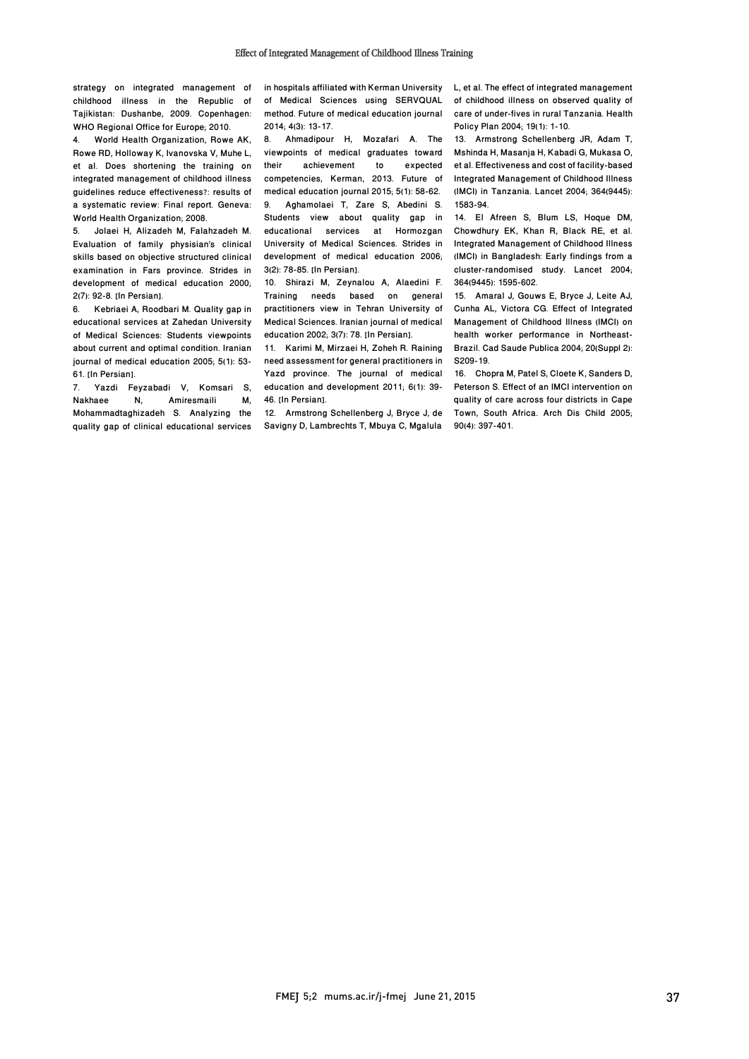strategy on integrated management of childhood illness in the Republic of Tajikistan: Dushanbe, 2009. Copenhagen: WHO Regional Office for Europe; 2010.

4. World Health Organization, Rowe AK, Rowe RD, Holloway K, Ivanovska V, Muhe L, et al. Does shortening the training on integrated management of childhood illness guidelines reduce effectiveness?: results of a systematic review: Final report. Geneva: World Health Organization; 2008.

5. Jolaei H, Alizadeh M, Falahzadeh M. Evaluation of family physisian's clinical skills based on objective structured clinical examination in Fars province. Strides in development of medical education 2000; 2(7): 92-8. [In Persian].

6. Kebriaei A, Roodbari M. Quality gap in educational services at Zahedan University of Medical Sciences: Students viewpoints about current and optimal condition. Iranian journal of medical education 2005; 5(1): 53-61. [In Persian].

7. Yazdi Feyzabadi V, Komsari S, Nakhaee N, Amiresmaili M, Mohammadtaghizadeh S. Analyzing the quality gap of clinical educational services in hospitals affiliated with Kerman University of Medical Sciences using SERVQUAL method. Future of medical education journal 2014; 4(3): 13-17.

8. Ahmadipour H, Mozafari A. The viewpoints of medical graduates toward their achievement to expected competencies, Kerman, 2013. Future of medical education journal 2015; 5(1): 58-62.

9. Aghamolaei T, Zare S, Abedini S. Students view about quality gap in educational services at Hormozgan University of Medical Sciences. Strides in development of medical education 2006; 3(2): 78-85. [In Persian].

10. Shirazi M, Zeynalou A, Alaedini F. Training needs based on general practitioners view in Tehran University of Medical Sciences. Iranian journal of medical education 2002; 3(7): 78. [In Persian].

11. Karimi M, Mirzaei H, Zoheh R. Raining need assessment for general practitioners in Yazd province. The journal of medical education and development 2011; 6(1): 39-46. [In Persian].

12. Armstrong Schellenberg J, Bryce J, de Savigny D, Lambrechts T, Mbuya C, Mgalula L, et al. The effect of integrated management of childhood illness on observed quality of care of under-fives in rural Tanzania. Health Policy Plan 2004; 19(1): 1-10.

13. Armstrong Schellenberg JR, Adam T, Mshinda H, Masanja H, Kabadi G, Mukasa O, et al. Effectiveness and cost of facility-based Integrated Management of Childhood Illness (IMCI) in Tanzania. Lancet 2004; 364(9445): 1583-94.

14. El Afreen S, Blum LS, Hoque DM, Chowdhury EK, Khan R, Black RE, et al. Integrated Management of Childhood Illness (IMCI) in Bangladesh: Early findings from a cluster-randomised study. Lancet 2004; 364(9445): 1595-602.

15. Amaral J, Gouws E, Bryce J, Leite AJ, Cunha AL, Victora CG. Effect of Integrated Management of Childhood Illness (IMCI) on health worker performance in Northeast-Brazil. Cad Saude Publica 2004; 20(Suppl 2): S209-19.

16. Chopra M, Patel S, Cloete K, Sanders D, Peterson S. Effect of an IMCI intervention on quality of care across four districts in Cape Town, South Africa. Arch Dis Child 2005; 90(4): 397-401.